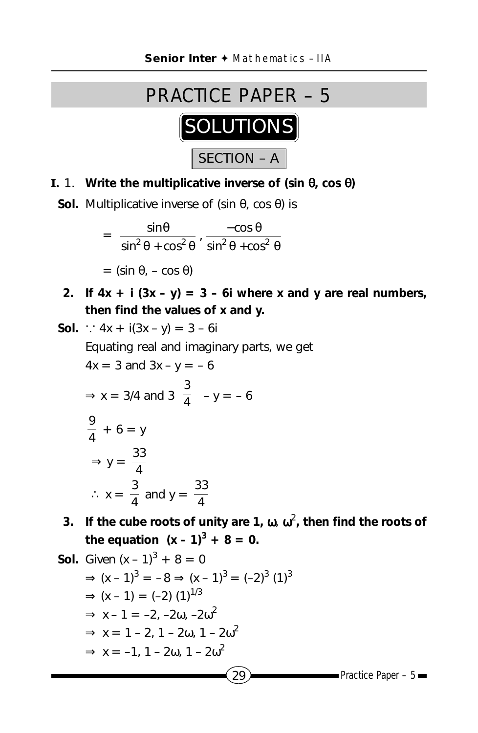# PRACTICE PAPER – 5

## SOLUTIONS

### SECTION – A

**I.** 1. **Write the multiplicative inverse of (sin θ, cos θ)**

**Sol.** Multiplicative inverse of (sin θ, cos θ) is

$$= \frac{\sin\theta}{\sin^2\theta + \cos^2\theta}, \frac{-\cos\theta}{\sin^2\theta + \cos^2\theta}$$

$= (\sin\theta, -\cos\theta)$

**2. If $4x + i(3x - y) = 3 - 6i$ where x and y are real numbers, then find the values of x and y.**

**Sol.** $\because 4x + i(3x - y) = 3 - 6i$

Equating real and imaginary parts, we get

$4x = 3$ and $3x - y = -6$

$\Rightarrow x = 3/4$ and $3\ \dfrac{3}{4} - y = -6$

$\dfrac{9}{4} + 6 = y$

$\Rightarrow y = \dfrac{33}{4}$

$\therefore x = \dfrac{3}{4}$ and $y = \dfrac{33}{4}$

**3. If the cube roots of unity are 1, ω, ω², then find the roots of the equation $(x - 1)^3 + 8 = 0$.**

**Sol.** Given $(x - 1)^3 + 8 = 0$

$\Rightarrow (x - 1)^3 = -8 \Rightarrow (x - 1)^3 = (-2)^3 (1)^3$

$\Rightarrow (x - 1) = (-2)(1)^{1/3}$

$\Rightarrow x - 1 = -2, -2\omega, -2\omega^2$

$\Rightarrow x = 1 - 2, 1 - 2\omega, 1 - 2\omega^2$

$\Rightarrow x = -1, 1 - 2\omega, 1 - 2\omega^2$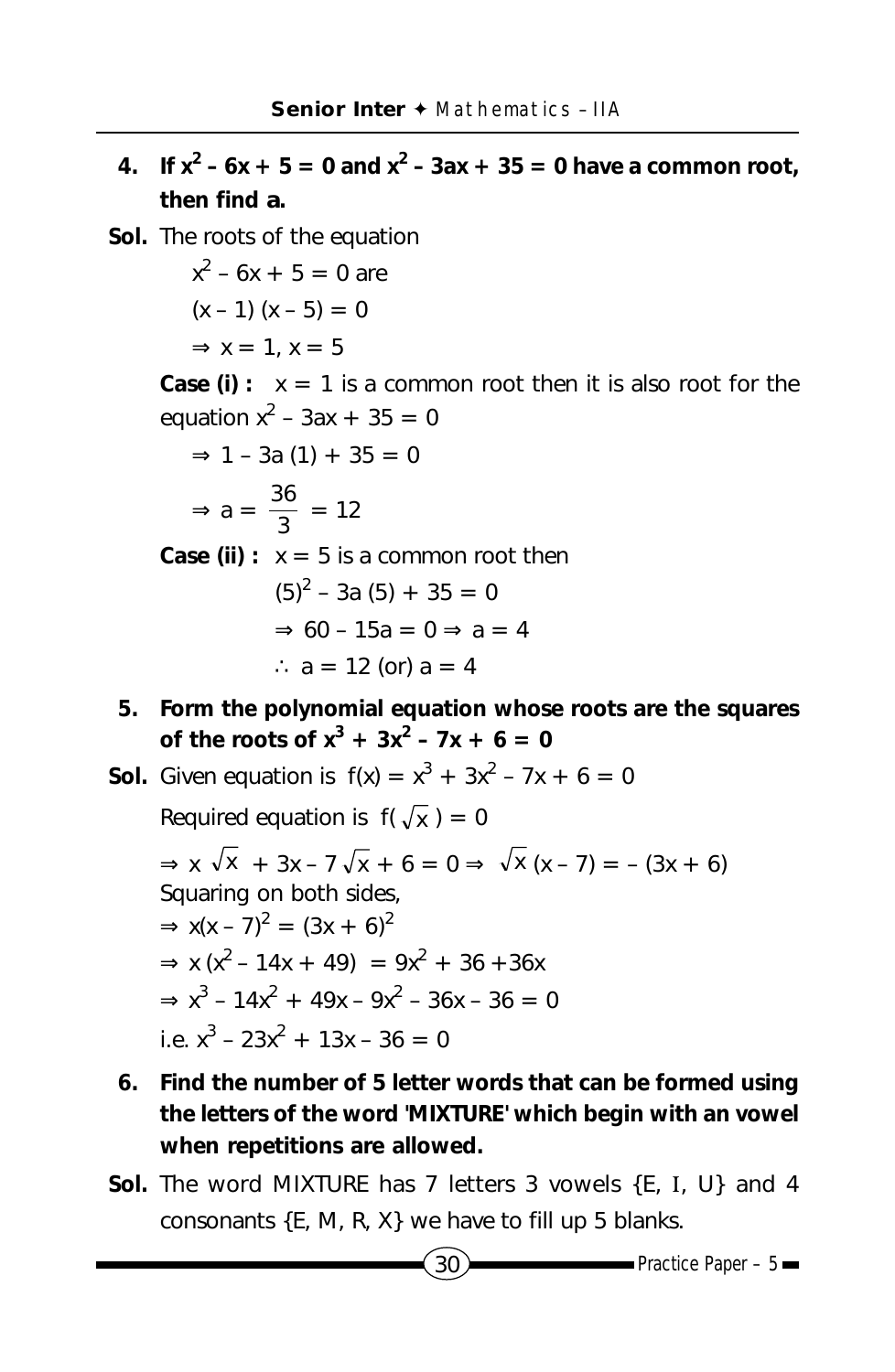**4. If $x^2 - 6x + 5 = 0$ and $x^2 - 3ax + 35 = 0$ have a common root, then find a.**

**Sol.** The roots of the equation

$$x^2 - 6x + 5 = 0 \text{ are}$$

$$(x - 1)(x - 5) = 0$$

$$\Rightarrow x = 1, x = 5$$

**Case (i) :** $x = 1$ is a common root then it is also root for the equation $x^2 - 3ax + 35 = 0$

$$\Rightarrow 1 - 3a(1) + 35 = 0$$

$$\Rightarrow a = \frac{36}{3} = 12$$

**Case (ii) :** $x = 5$ is a common root then

$$(5)^2 - 3a(5) + 35 = 0$$

$$\Rightarrow 60 - 15a = 0 \Rightarrow a = 4$$

$$\therefore a = 12 \text{ (or) } a = 4$$

**5. Form the polynomial equation whose roots are the squares of the roots of $x^3 + 3x^2 - 7x + 6 = 0$**

**Sol.** Given equation is $f(x) = x^3 + 3x^2 - 7x + 6 = 0$

Required equation is $f(\sqrt{x}) = 0$

$$\Rightarrow x\sqrt{x} + 3x - 7\sqrt{x} + 6 = 0 \Rightarrow \sqrt{x}(x - 7) = -(3x + 6)$$

Squaring on both sides,

$$\Rightarrow x(x - 7)^2 = (3x + 6)^2$$

$$\Rightarrow x(x^2 - 14x + 49) = 9x^2 + 36 + 36x$$

$$\Rightarrow x^3 - 14x^2 + 49x - 9x^2 - 36x - 36 = 0$$

i.e. $x^3 - 23x^2 + 13x - 36 = 0$

**6. Find the number of 5 letter words that can be formed using the letters of the word 'MIXTURE' which begin with an vowel when repetitions are allowed.**

**Sol.** The word MIXTURE has 7 letters 3 vowels {E, I, U} and 4 consonants {E, M, R, X} we have to fill up 5 blanks.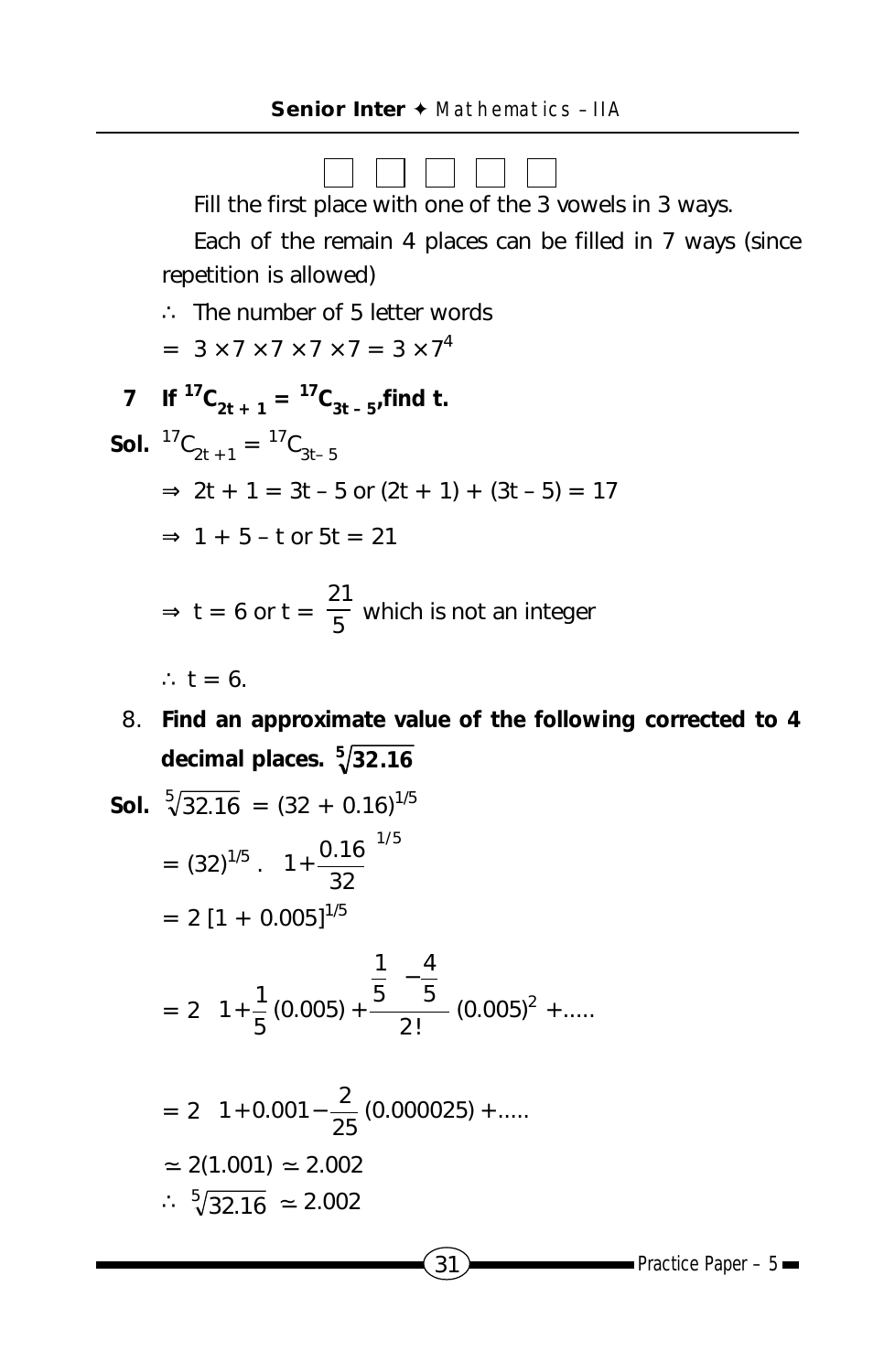□ □ □ □ □

Fill the first place with one of the 3 vowels in 3 ways.

Each of the remain 4 places can be filled in 7 ways (since repetition is allowed)

$\therefore$ The number of 5 letter words

$= 3 \times 7 \times 7 \times 7 \times 7 = 3 \times 7^4$

**7 If $^{17}C_{2t+1} = {}^{17}C_{3t-5}$, find t.**

**Sol.** $^{17}C_{2t+1} = {}^{17}C_{3t-5}$

$\Rightarrow 2t + 1 = 3t - 5$ or $(2t + 1) + (3t - 5) = 17$

$\Rightarrow 1 + 5 - t$ or $5t = 21$

$\Rightarrow t = 6$ or $t = \dfrac{21}{5}$ which is not an integer

$\therefore t = 6.$

8. **Find an approximate value of the following corrected to 4 decimal places. $\sqrt[5]{32.16}$**

**Sol.** $\sqrt[5]{32.16} = (32 + 0.16)^{1/5}$

$= (32)^{1/5} . \left(1 + \dfrac{0.16}{32}\right)^{1/5}$

$= 2\,[1 + 0.005]^{1/5}$

$= 2\left[1 + \dfrac{1}{5}(0.005) + \dfrac{\frac{1}{5}\left(-\frac{4}{5}\right)}{2!}(0.005)^2 + .....\right]$

$= 2\left[1 + 0.001 - \dfrac{2}{25}(0.000025) + .....\right]$

$\simeq 2(1.001) \simeq 2.002$

$\therefore \sqrt[5]{32.16} \simeq 2.002$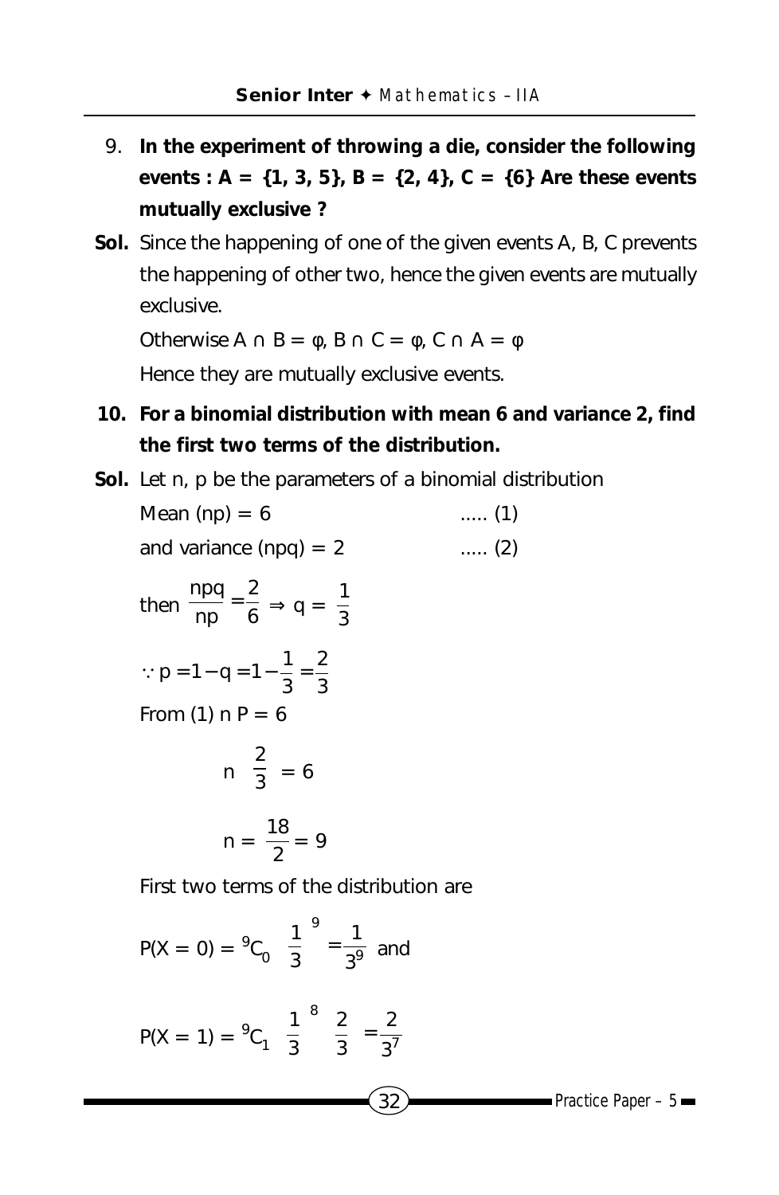9. **In the experiment of throwing a die, consider the following events : A = {1, 3, 5}, B = {2, 4}, C = {6} Are these events mutually exclusive ?**

**Sol.** Since the happening of one of the given events A, B, C prevents the happening of other two, hence the given events are mutually exclusive.

Otherwise $A \cap B = \varphi$, $B \cap C = \varphi$, $C \cap A = \varphi$

Hence they are mutually exclusive events.

10. **For a binomial distribution with mean 6 and variance 2, find the first two terms of the distribution.**

**Sol.** Let n, p be the parameters of a binomial distribution

Mean $(np) = 6$ ..... (1)

and variance $(npq) = 2$ ..... (2)

then $\frac{npq}{np} = \frac{2}{6} \Rightarrow q = \frac{1}{3}$

$\because p = 1 - q = 1 - \frac{1}{3} = \frac{2}{3}$

From (1) $nP = 6$

$$n\left(\frac{2}{3}\right) = 6$$

$$n = \frac{18}{2} = 9$$

First two terms of the distribution are

$$P(X = 0) = {}^9C_0 \left(\frac{1}{3}\right)^9 = \frac{1}{3^9} \text{ and}$$

$$P(X = 1) = {}^9C_1 \left(\frac{1}{3}\right)^8 \left(\frac{2}{3}\right) = \frac{2}{3^7}$$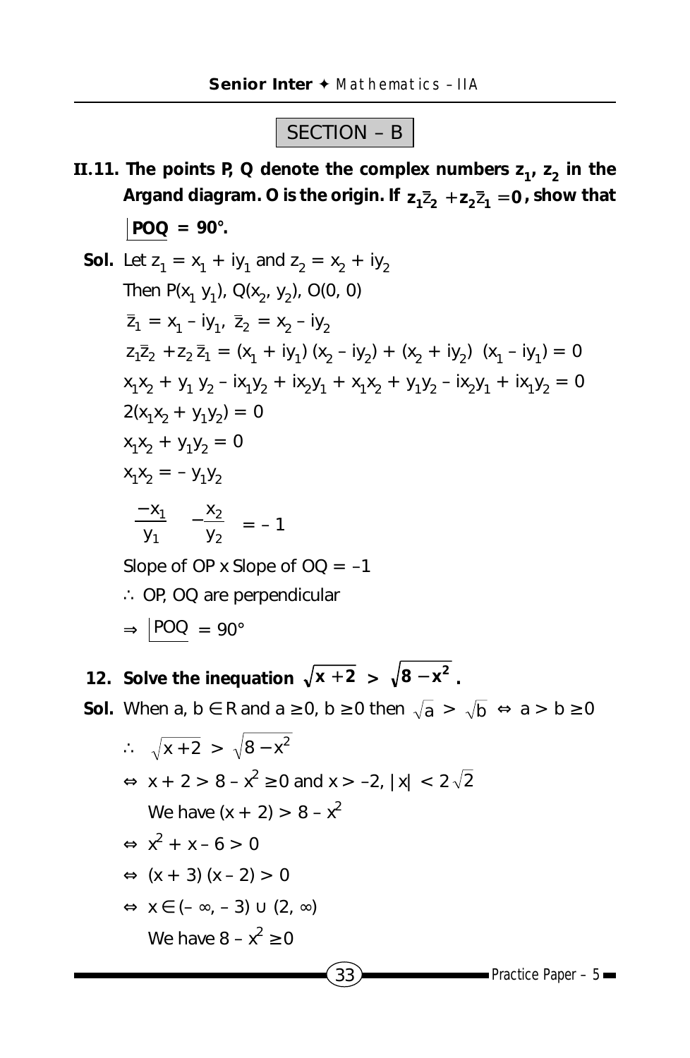## SECTION – B

**II.11. The points P, Q denote the complex numbers $z_1$, $z_2$ in the Argand diagram. O is the origin. If $z_1\bar{z}_2 + z_2\bar{z}_1 = 0$, show that $\underline{|POQ} = 90°$.**

**Sol.** Let $z_1 = x_1 + iy_1$ and $z_2 = x_2 + iy_2$

Then $P(x_1\ y_1)$, $Q(x_2, y_2)$, $O(0, 0)$

$\bar{z}_1 = x_1 - iy_1$, $\bar{z}_2 = x_2 - iy_2$

$z_1\bar{z}_2 + z_2\bar{z}_1 = (x_1 + iy_1)(x_2 - iy_2) + (x_2 + iy_2)\ (x_1 - iy_1) = 0$

$x_1x_2 + y_1y_2 - ix_1y_2 + ix_2y_1 + x_1x_2 + y_1y_2 - ix_2y_1 + ix_1y_2 = 0$

$2(x_1x_2 + y_1y_2) = 0$

$x_1x_2 + y_1y_2 = 0$

$x_1x_2 = -y_1y_2$

$$\frac{-x_1}{y_1} \quad -\frac{x_2}{y_2} \quad = -1$$

Slope of OP x Slope of OQ = –1

$\therefore$ OP, OQ are perpendicular

$\Rightarrow \underline{|POQ} = 90°$

**12. Solve the inequation $\sqrt{x+2} > \sqrt{8-x^2}$.**

**Sol.** When $a, b \in R$ and $a \geq 0$, $b \geq 0$ then $\sqrt{a} > \sqrt{b} \Leftrightarrow a > b \geq 0$

$\therefore\ \sqrt{x+2} > \sqrt{8-x^2}$

$\Leftrightarrow\ x + 2 > 8 - x^2 \geq 0$ and $x > -2$, $|x| < 2\sqrt{2}$

We have $(x + 2) > 8 - x^2$

$\Leftrightarrow\ x^2 + x - 6 > 0$

$\Leftrightarrow\ (x + 3)(x - 2) > 0$

$\Leftrightarrow\ x \in (-\infty, -3) \cup (2, \infty)$

We have $8 - x^2 \geq 0$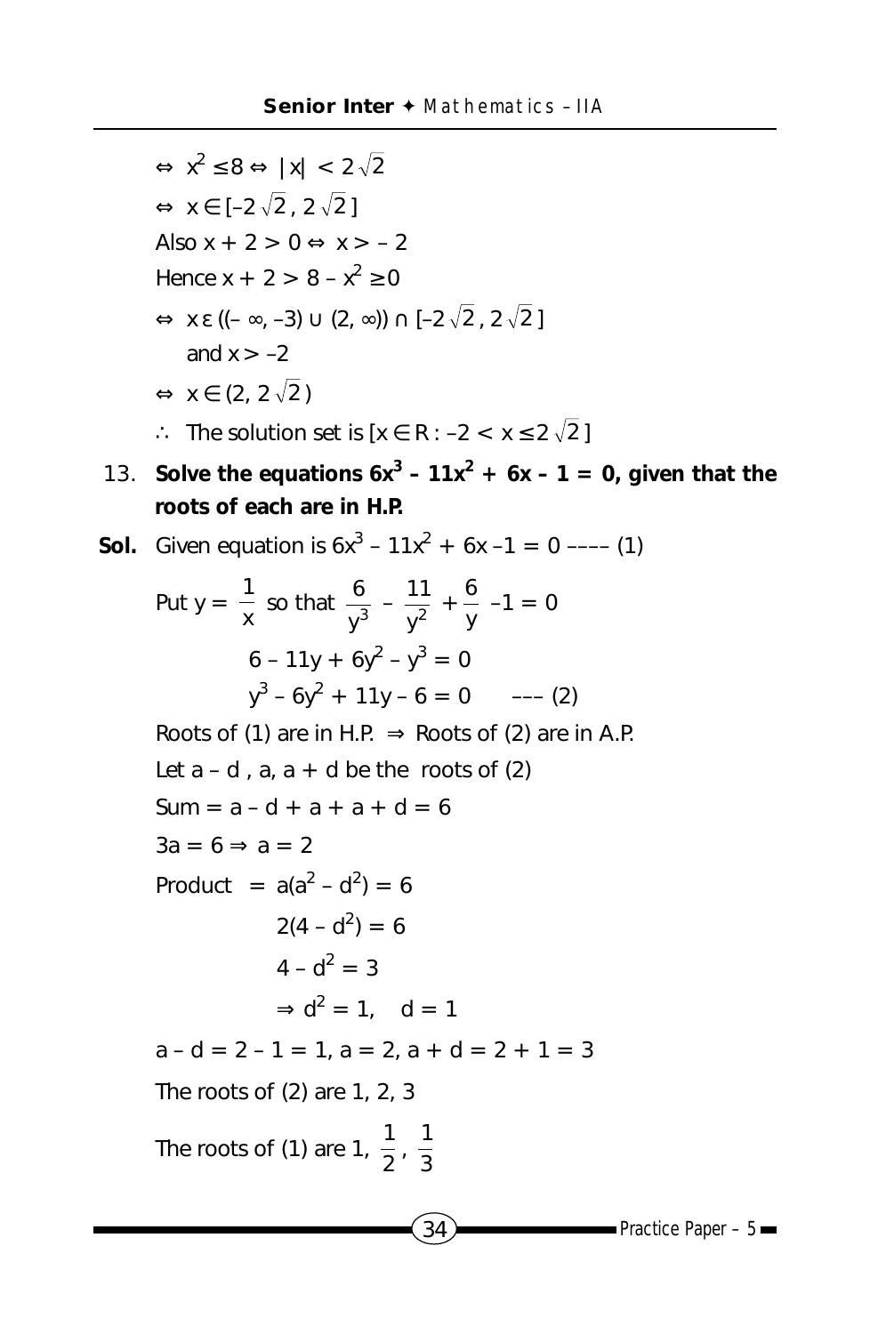$\Leftrightarrow\ x^2 \le 8 \Leftrightarrow |x| < 2\sqrt{2}$

$\Leftrightarrow\ x \in [-2\sqrt{2}, 2\sqrt{2}]$

Also $x + 2 > 0 \Leftrightarrow x > -2$

Hence $x + 2 > 8 - x^2 \ge 0$

$\Leftrightarrow\ x\ \varepsilon\ ((-\infty, -3) \cup (2, \infty)) \cap [-2\sqrt{2}, 2\sqrt{2}]$

and $x > -2$

$\Leftrightarrow\ x \in (2, 2\sqrt{2})$

$\therefore$ The solution set is $[x \in R : -2 < x \le 2\sqrt{2}]$

13. **Solve the equations $6x^3 - 11x^2 + 6x - 1 = 0$, given that the roots of each are in H.P.**

**Sol.** Given equation is $6x^3 - 11x^2 + 6x - 1 = 0$ –––– (1)

Put $y = \dfrac{1}{x}$ so that $\dfrac{6}{y^3} - \dfrac{11}{y^2} + \dfrac{6}{y} - 1 = 0$

$$6 - 11y + 6y^2 - y^3 = 0$$

$$y^3 - 6y^2 + 11y - 6 = 0 \quad \text{––– (2)}$$

Roots of (1) are in H.P. $\Rightarrow$ Roots of (2) are in A.P.

Let $a - d$, $a$, $a + d$ be the roots of (2)

Sum $= a - d + a + a + d = 6$

$3a = 6 \Rightarrow a = 2$

Product $= a(a^2 - d^2) = 6$

$2(4 - d^2) = 6$

$4 - d^2 = 3$

$\Rightarrow d^2 = 1, \quad d = 1$

$a - d = 2 - 1 = 1$, $a = 2$, $a + d = 2 + 1 = 3$

The roots of (2) are 1, 2, 3

The roots of (1) are $1, \dfrac{1}{2}, \dfrac{1}{3}$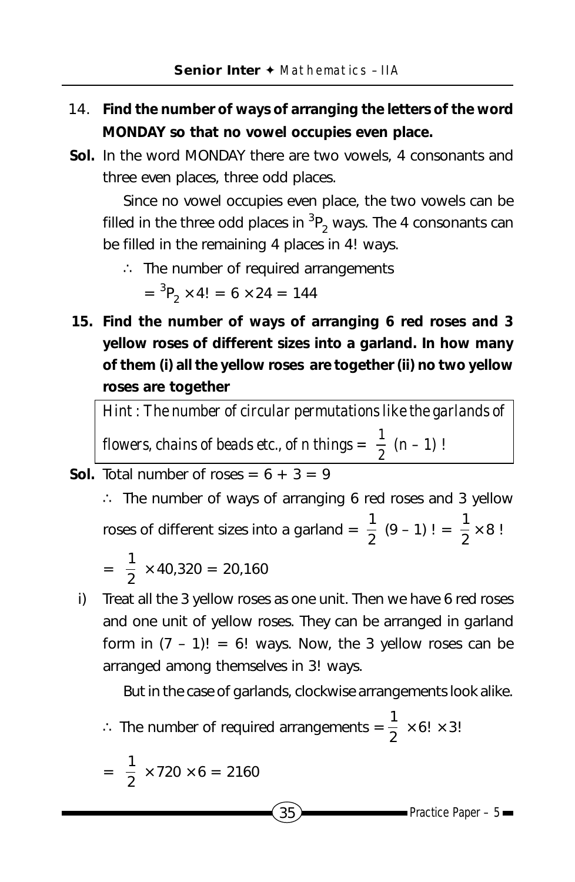14. **Find the number of ways of arranging the letters of the word MONDAY so that no vowel occupies even place.**

**Sol.** In the word MONDAY there are two vowels, 4 consonants and three even places, three odd places.

Since no vowel occupies even place, the two vowels can be filled in the three odd places in ${}^3P_2$ ways. The 4 consonants can be filled in the remaining 4 places in 4! ways.

$\therefore$ The number of required arrangements

$= {}^3P_2 \times 4! = 6 \times 24 = 144$

**15. Find the number of ways of arranging 6 red roses and 3 yellow roses of different sizes into a garland. In how many of them (i) all the yellow roses are together (ii) no two yellow roses are together**

*Hint : The number of circular permutations like the garlands of flowers, chains of beads etc., of n things =* $\frac{1}{2}(n-1)!$

**Sol.** Total number of roses = 6 + 3 = 9

$\therefore$ The number of ways of arranging 6 red roses and 3 yellow roses of different sizes into a garland = $\frac{1}{2}(9-1)! = \frac{1}{2} \times 8!$

$= \frac{1}{2} \times 40{,}320 = 20{,}160$

i) Treat all the 3 yellow roses as one unit. Then we have 6 red roses and one unit of yellow roses. They can be arranged in garland form in $(7-1)! = 6!$ ways. Now, the 3 yellow roses can be arranged among themselves in 3! ways.

But in the case of garlands, clockwise arrangements look alike.

$\therefore$ The number of required arrangements = $\frac{1}{2} \times 6! \times 3!$

$= \frac{1}{2} \times 720 \times 6 = 2160$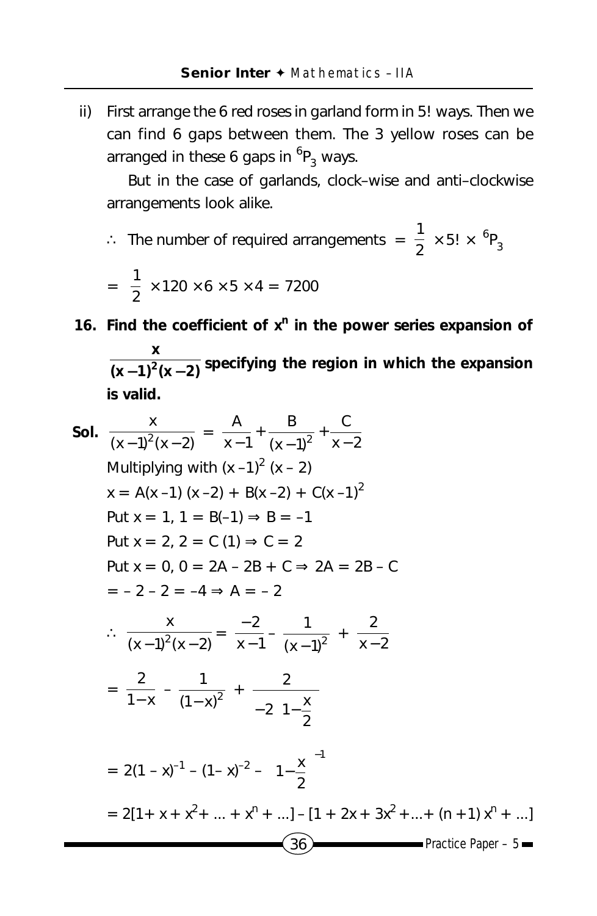ii) First arrange the 6 red roses in garland form in 5! ways. Then we can find 6 gaps between them. The 3 yellow roses can be arranged in these 6 gaps in ${}^6P_3$ ways.

But in the case of garlands, clock–wise and anti–clockwise arrangements look alike.

$\therefore$ The number of required arrangements $= \frac{1}{2} \times 5! \times {}^6P_3$

$= \frac{1}{2} \times 120 \times 6 \times 5 \times 4 = 7200$

**16. Find the coefficient of $x^n$ in the power series expansion of $\frac{x}{(x-1)^2(x-2)}$ specifying the region in which the expansion is valid.**

**Sol.** $\frac{x}{(x-1)^2(x-2)} = \frac{A}{x-1} + \frac{B}{(x-1)^2} + \frac{C}{x-2}$

Multiplying with $(x-1)^2(x-2)$

$x = A(x-1)(x-2) + B(x-2) + C(x-1)^2$

Put $x = 1$, $1 = B(-1) \Rightarrow B = -1$

Put $x = 2$, $2 = C(1) \Rightarrow C = 2$

Put $x = 0$, $0 = 2A - 2B + C \Rightarrow 2A = 2B - C$

$= -2 - 2 = -4 \Rightarrow A = -2$

$\therefore \frac{x}{(x-1)^2(x-2)} = \frac{-2}{x-1} - \frac{1}{(x-1)^2} + \frac{2}{x-2}$

$= \frac{2}{1-x} - \frac{1}{(1-x)^2} + \frac{2}{-2\left(1-\frac{x}{2}\right)}$

$= 2(1-x)^{-1} - (1-x)^{-2} - \left(1-\frac{x}{2}\right)^{-1}$

$= 2[1 + x + x^2 + \ldots + x^n + \ldots] - [1 + 2x + 3x^2 + \ldots + (n+1)x^n + \ldots]$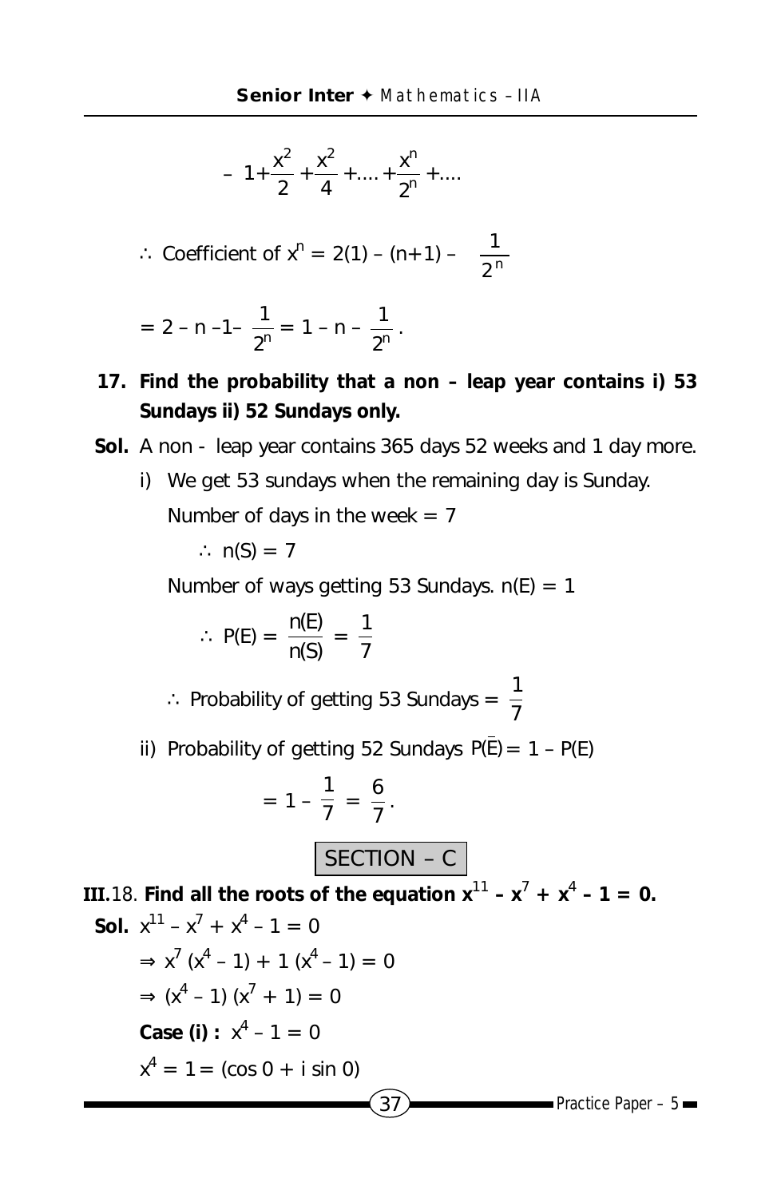$$-\ 1+\frac{x^2}{2}+\frac{x^2}{4}+....+\frac{x^n}{2^n}+....$$

$\therefore$ Coefficient of $x^n = 2(1) - (n+1) - \dfrac{1}{2^n}$

$$= 2 - n - 1 - \frac{1}{2^n} = 1 - n - \frac{1}{2^n}.$$

**17. Find the probability that a non – leap year contains i) 53 Sundays ii) 52 Sundays only.**

**Sol.** A non - leap year contains 365 days 52 weeks and 1 day more.

i) We get 53 sundays when the remaining day is Sunday.

Number of days in the week = 7

$\therefore\ n(S) = 7$

Number of ways getting 53 Sundays. $n(E) = 1$

$$\therefore\ P(E) = \frac{n(E)}{n(S)} = \frac{1}{7}$$

$\therefore$ Probability of getting 53 Sundays = $\dfrac{1}{7}$

ii) Probability of getting 52 Sundays $P(\bar{E}) = 1 - P(E)$

$$= 1 - \frac{1}{7} = \frac{6}{7}.$$

## SECTION – C

**III.** 18. **Find all the roots of the equation $x^{11} - x^7 + x^4 - 1 = 0$.**

**Sol.** $x^{11} - x^7 + x^4 - 1 = 0$

$\Rightarrow x^7(x^4 - 1) + 1(x^4 - 1) = 0$

$\Rightarrow (x^4 - 1)(x^7 + 1) = 0$

**Case (i) :** $x^4 - 1 = 0$

$x^4 = 1 = (\cos 0 + i \sin 0)$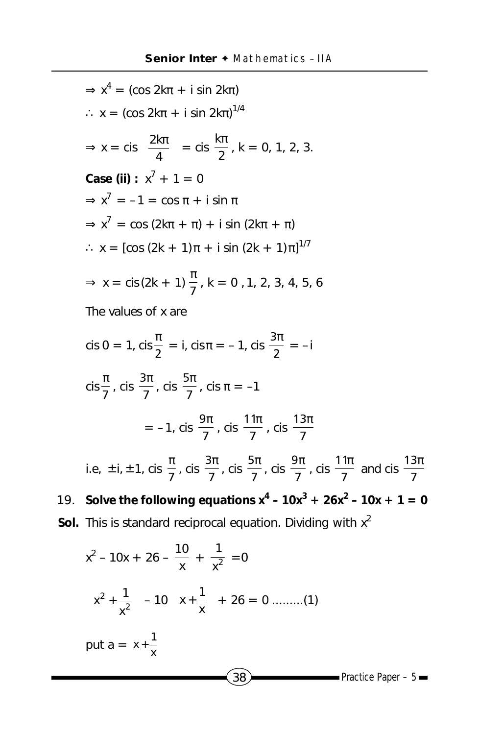$\Rightarrow x^4 = (\cos 2k\pi + i \sin 2k\pi)$

$\therefore\ x = (\cos 2k\pi + i \sin 2k\pi)^{1/4}$

$\Rightarrow x = \text{cis}\ \left(\frac{2k\pi}{4}\right) = \text{cis}\ \frac{k\pi}{2}$, k = 0, 1, 2, 3.

**Case (ii) :** $x^7 + 1 = 0$

$\Rightarrow x^7 = -1 = \cos \pi + i \sin \pi$

$\Rightarrow x^7 = \cos (2k\pi + \pi) + i \sin (2k\pi + \pi)$

$\therefore\ x = [\cos (2k + 1)\pi + i \sin (2k + 1)\pi]^{1/7}$

$\Rightarrow\ x = \text{cis}(2k + 1)\frac{\pi}{7}$, k = 0 , 1, 2, 3, 4, 5, 6

The values of x are

$\text{cis}\ 0 = 1$, $\text{cis}\frac{\pi}{2} = i$, $\text{cis}\pi = -1$, $\text{cis}\ \frac{3\pi}{2} = -i$

$\text{cis}\frac{\pi}{7}$, $\text{cis}\ \frac{3\pi}{7}$, $\text{cis}\ \frac{5\pi}{7}$, $\text{cis}\ \pi = -1$

$= -1$, $\text{cis}\ \frac{9\pi}{7}$, $\text{cis}\ \frac{11\pi}{7}$, $\text{cis}\ \frac{13\pi}{7}$

i.e, $\pm i, \pm 1$, $\text{cis}\ \frac{\pi}{7}$, $\text{cis}\ \frac{3\pi}{7}$, $\text{cis}\ \frac{5\pi}{7}$, $\text{cis}\ \frac{9\pi}{7}$, $\text{cis}\ \frac{11\pi}{7}$ and $\text{cis}\ \frac{13\pi}{7}$

19. **Solve the following equations $x^4 - 10x^3 + 26x^2 - 10x + 1 = 0$**

**Sol.** This is standard reciprocal equation. Dividing with $x^2$

$$x^2 - 10x + 26 - \frac{10}{x} + \frac{1}{x^2} = 0$$

$$\left(x^2 + \frac{1}{x^2}\right) - 10\left(x + \frac{1}{x}\right) + 26 = 0 \ .........(1)$$

put $a = x + \frac{1}{x}$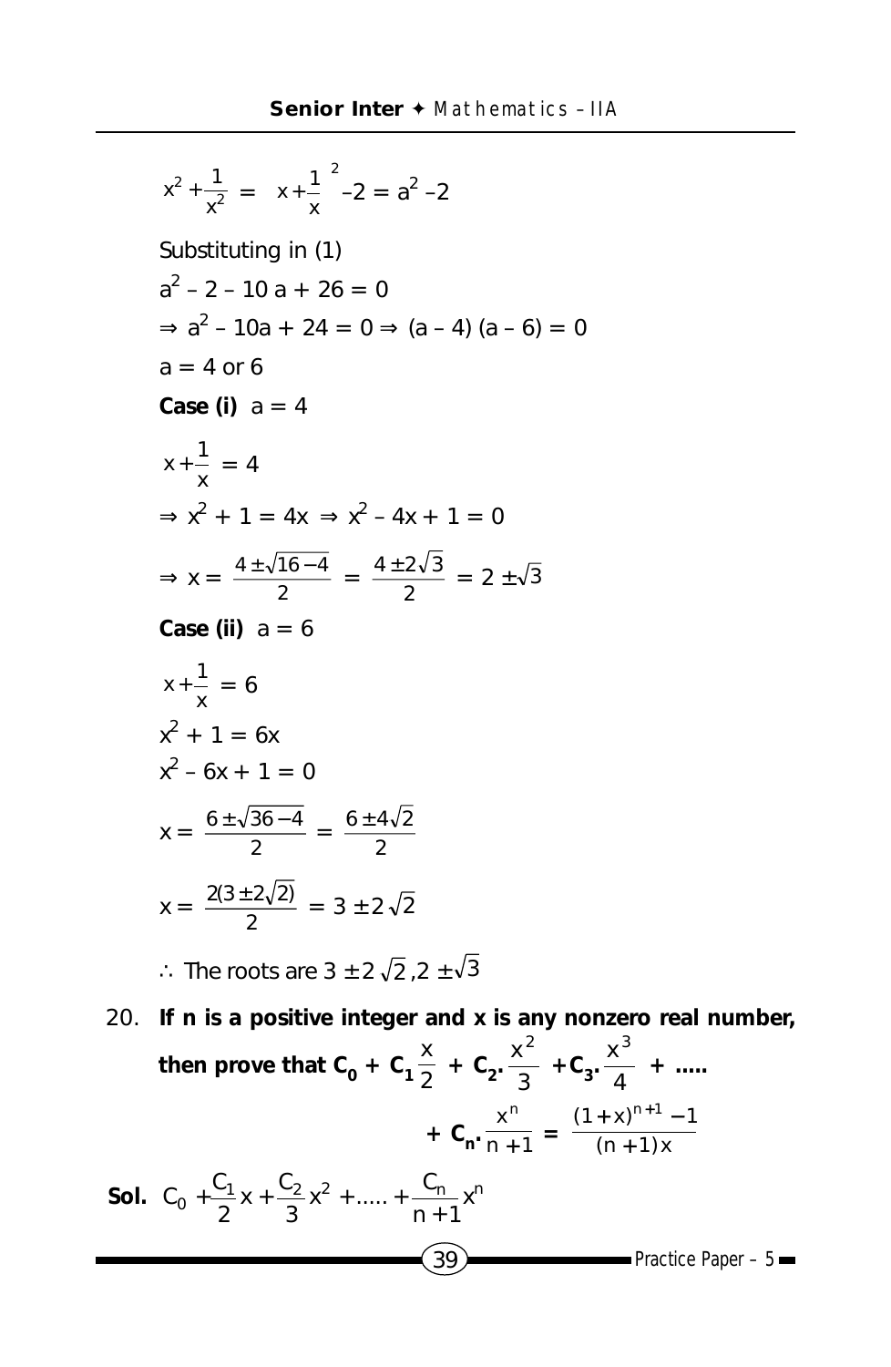$$x^2 + \frac{1}{x^2} = \left(x + \frac{1}{x}\right)^2 - 2 = a^2 - 2$$

Substituting in (1)

$a^2 - 2 - 10a + 26 = 0$

$\Rightarrow a^2 - 10a + 24 = 0 \Rightarrow (a-4)(a-6) = 0$

$a = 4$ or $6$

**Case (i)** $a = 4$

$$x + \frac{1}{x} = 4$$

$\Rightarrow x^2 + 1 = 4x \Rightarrow x^2 - 4x + 1 = 0$

$$\Rightarrow x = \frac{4 \pm \sqrt{16-4}}{2} = \frac{4 \pm 2\sqrt{3}}{2} = 2 \pm \sqrt{3}$$

**Case (ii)** $a = 6$

$$x + \frac{1}{x} = 6$$

$x^2 + 1 = 6x$

$x^2 - 6x + 1 = 0$

$$x = \frac{6 \pm \sqrt{36-4}}{2} = \frac{6 \pm 4\sqrt{2}}{2}$$

$$x = \frac{2(3 \pm 2\sqrt{2})}{2} = 3 \pm 2\sqrt{2}$$

$\therefore$ The roots are $3 \pm 2\sqrt{2}, 2 \pm \sqrt{3}$

20. **If n is a positive integer and x is any nonzero real number, then prove that** $C_0 + C_1 \dfrac{x}{2} + C_2 . \dfrac{x^2}{3} + C_3 . \dfrac{x^3}{4} + \ldots + C_n . \dfrac{x^n}{n+1} = \dfrac{(1+x)^{n+1} - 1}{(n+1)x}$

**Sol.** $C_0 + \dfrac{C_1}{2}x + \dfrac{C_2}{3}x^2 + \ldots + \dfrac{C_n}{n+1}x^n$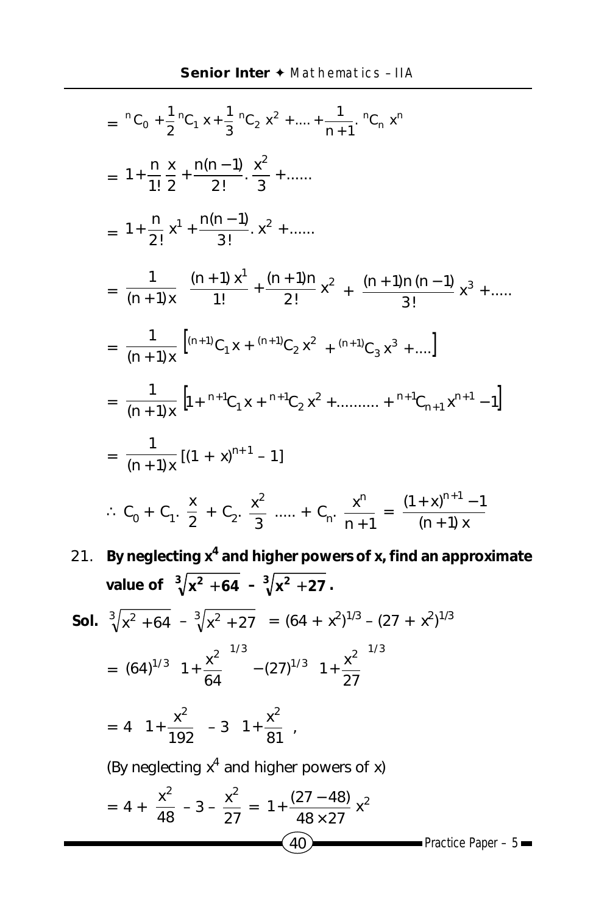$$= {}^nC_0 + \frac{1}{2}{}^nC_1 x + \frac{1}{3}{}^nC_2 x^2 + .... + \frac{1}{n+1}.{}^nC_n x^n$$

$$= 1 + \frac{n}{1!}\frac{x}{2} + \frac{n(n-1)}{2!}.\frac{x^2}{3} + ......$$

$$= 1 + \frac{n}{2!}x^1 + \frac{n(n-1)}{3!}.x^2 + ......$$

$$= \frac{1}{(n+1)x}\left[\frac{(n+1)x^1}{1!} + \frac{(n+1)n}{2!}x^2 + \frac{(n+1)n(n-1)}{3!}x^3 + .....\right]$$

$$= \frac{1}{(n+1)x}\left[{}^{(n+1)}C_1 x + {}^{(n+1)}C_2 x^2 + {}^{(n+1)}C_3 x^3 + ....\right]$$

$$= \frac{1}{(n+1)x}\left[1 + {}^{n+1}C_1 x + {}^{n+1}C_2 x^2 + .......... + {}^{n+1}C_{n+1} x^{n+1} - 1\right]$$

$$= \frac{1}{(n+1)x}[(1+x)^{n+1} - 1]$$

$$\therefore C_0 + C_1.\frac{x}{2} + C_2.\frac{x^2}{3} ..... + C_n.\frac{x^n}{n+1} = \frac{(1+x)^{n+1} - 1}{(n+1)x}$$

21. **By neglecting $x^4$ and higher powers of x, find an approximate value of $\sqrt[3]{x^2+64} - \sqrt[3]{x^2+27}$.**

**Sol.** $\sqrt[3]{x^2+64} - \sqrt[3]{x^2+27} = (64 + x^2)^{1/3} - (27 + x^2)^{1/3}$

$$= (64)^{1/3}\left(1 + \frac{x^2}{64}\right)^{1/3} - (27)^{1/3}\left(1 + \frac{x^2}{27}\right)^{1/3}$$

$$= 4\left(1 + \frac{x^2}{192}\right) - 3\left(1 + \frac{x^2}{81}\right),$$

(By neglecting $x^4$ and higher powers of x)

$$= 4 + \frac{x^2}{48} - 3 - \frac{x^2}{27} = 1 + \frac{(27-48)}{48 \times 27}x^2$$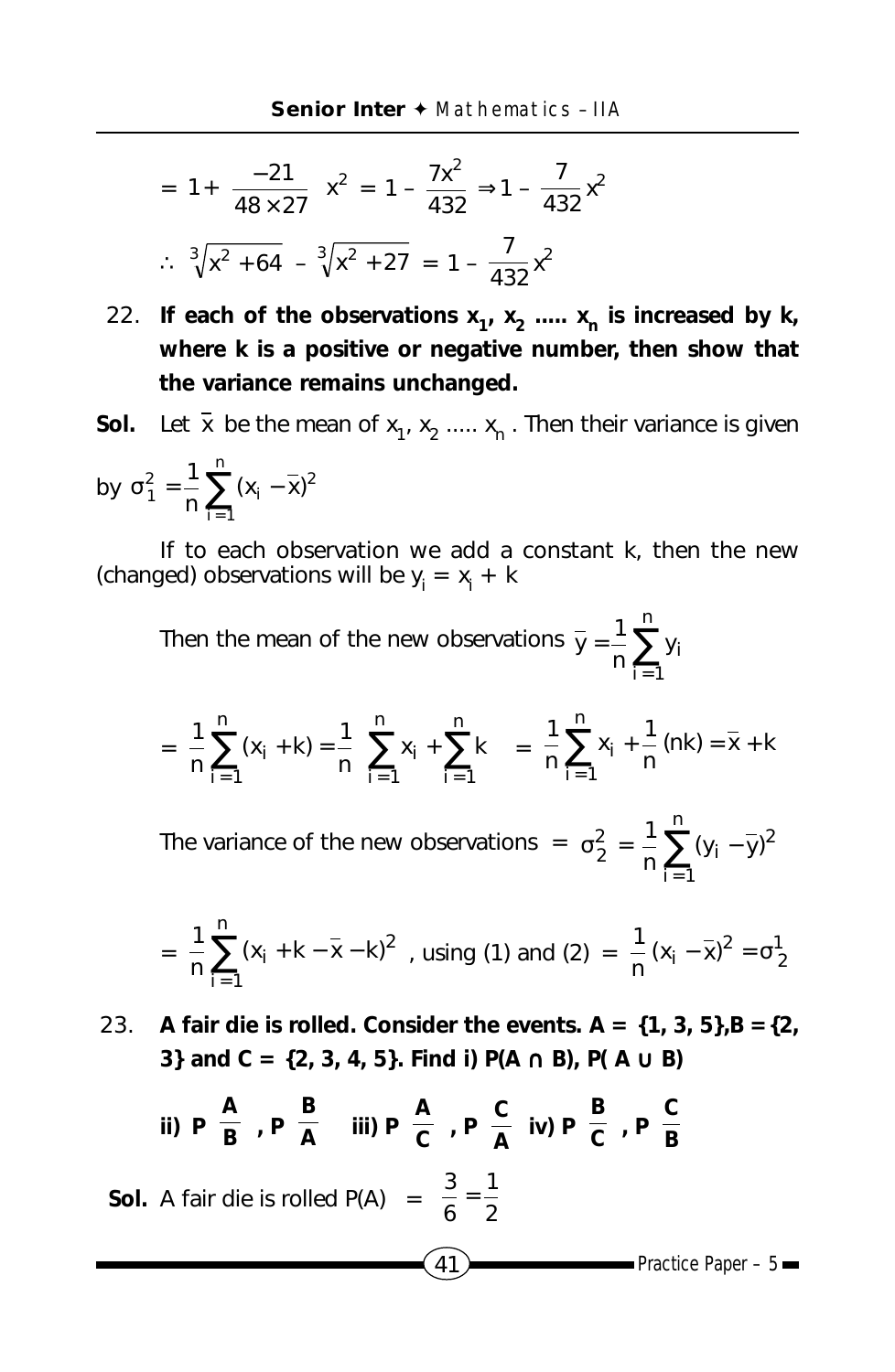$$= 1 + \frac{-21}{48 \times 27} \ x^2 = 1 - \frac{7x^2}{432} \Rightarrow 1 - \frac{7}{432}x^2$$

$$\therefore \ \sqrt[3]{x^2 + 64} - \sqrt[3]{x^2 + 27} = 1 - \frac{7}{432}x^2$$

22. **If each of the observations $x_1, x_2 \ldots\ldots x_n$ is increased by k, where k is a positive or negative number, then show that the variance remains unchanged.**

**Sol.** Let $\bar{x}$ be the mean of $x_1, x_2 \ldots\ldots x_n$. Then their variance is given by $\sigma_1^2 = \frac{1}{n}\sum_{i=1}^{n}(x_i - \bar{x})^2$

If to each observation we add a constant k, then the new (changed) observations will be $y_i = x_i + k$

Then the mean of the new observations $\bar{y} = \frac{1}{n}\sum_{i=1}^{n} y_i$

$$= \frac{1}{n}\sum_{i=1}^{n}(x_i + k) = \frac{1}{n}\left[\sum_{i=1}^{n} x_i + \sum_{i=1}^{n} k\right] = \frac{1}{n}\sum_{i=1}^{n} x_i + \frac{1}{n}(nk) = \bar{x} + k$$

The variance of the new observations $= \sigma_2^2 = \frac{1}{n}\sum_{i=1}^{n}(y_i - \bar{y})^2$

$$= \frac{1}{n}\sum_{i=1}^{n}(x_i + k - \bar{x} - k)^2 \text{, using (1) and (2)} = \frac{1}{n}(x_i - \bar{x})^2 = \sigma_2^1$$

23. **A fair die is rolled. Consider the events. A = {1, 3, 5}, B = {2, 3} and C = {2, 3, 4, 5}. Find i) $P(A \cap B)$, $P(A \cup B)$**

**ii) $P\left(\frac{A}{B}\right)$, $P\left(\frac{B}{A}\right)$ iii) $P\left(\frac{A}{C}\right)$, $P\left(\frac{C}{A}\right)$ iv) $P\left(\frac{B}{C}\right)$, $P\left(\frac{C}{B}\right)$**

**Sol.** A fair die is rolled $P(A) = \frac{3}{6} = \frac{1}{2}$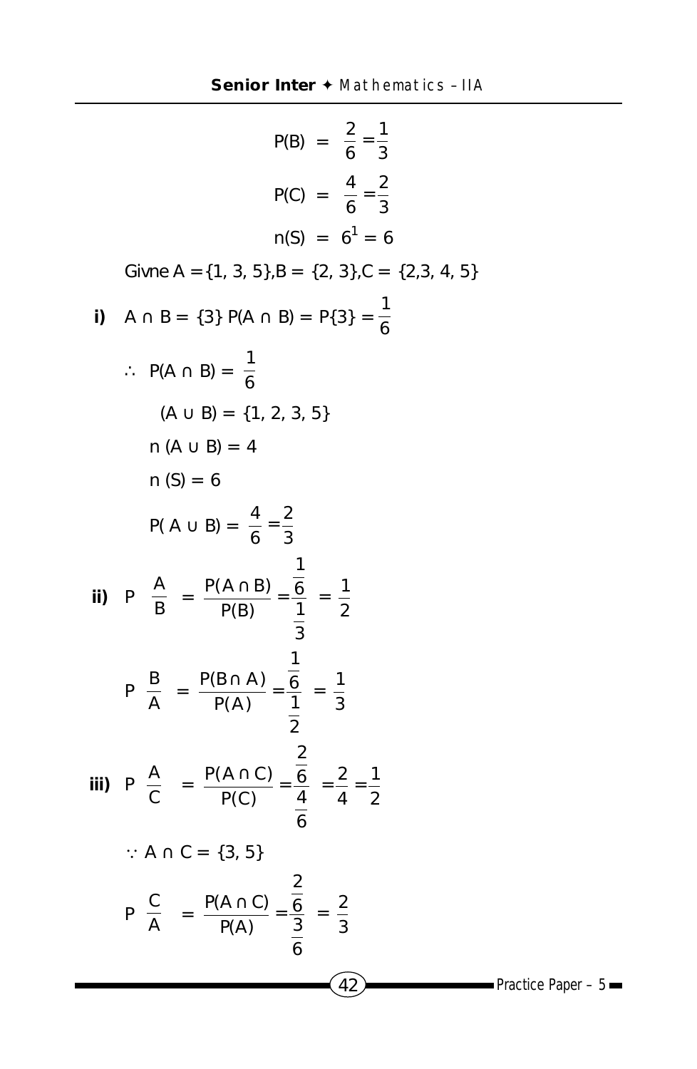$$P(B) = \frac{2}{6} = \frac{1}{3}$$

$$P(C) = \frac{4}{6} = \frac{2}{3}$$

$$n(S) = 6^1 = 6$$

Givne $A = \{1, 3, 5\}, B = \{2, 3\}, C = \{2, 3, 4, 5\}$

**i)** $A \cap B = \{3\}$ $P(A \cap B) = P\{3\} = \frac{1}{6}$

$\therefore$ $P(A \cap B) = \frac{1}{6}$

$(A \cup B) = \{1, 2, 3, 5\}$

$n(A \cup B) = 4$

$n(S) = 6$

$P(A \cup B) = \frac{4}{6} = \frac{2}{3}$

**ii)** $P\left(\frac{A}{B}\right) = \frac{P(A \cap B)}{P(B)} = \frac{\frac{1}{6}}{\frac{1}{3}} = \frac{1}{2}$

$P\left(\frac{B}{A}\right) = \frac{P(B \cap A)}{P(A)} = \frac{\frac{1}{6}}{\frac{1}{2}} = \frac{1}{3}$

**iii)** $P\left(\frac{A}{C}\right) = \frac{P(A \cap C)}{P(C)} = \frac{\frac{2}{6}}{\frac{4}{6}} = \frac{2}{4} = \frac{1}{2}$

$\because A \cap C = \{3, 5\}$

$P\left(\frac{C}{A}\right) = \frac{P(A \cap C)}{P(A)} = \frac{\frac{2}{6}}{\frac{3}{6}} = \frac{2}{3}$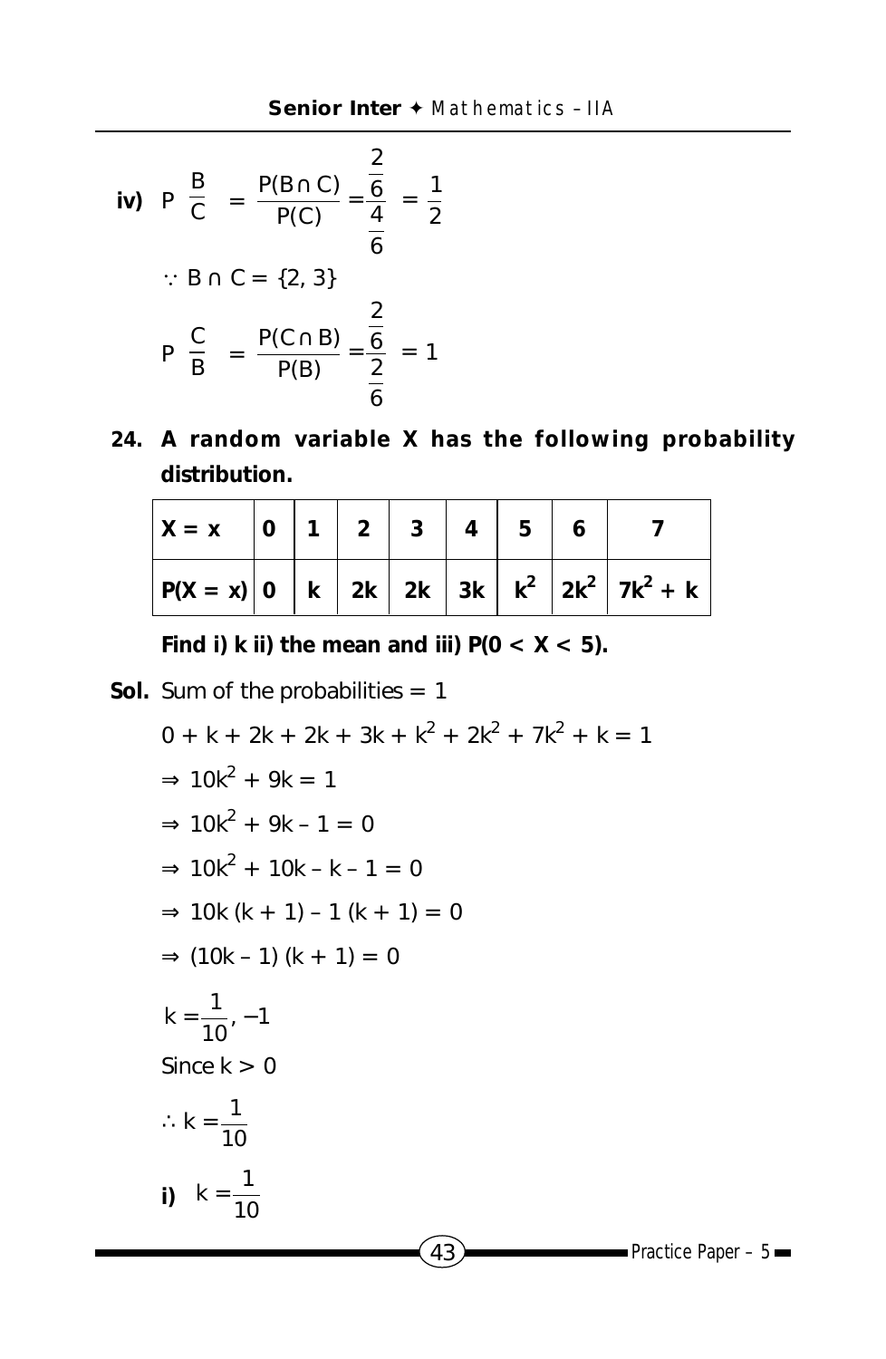**iv)** $P\left(\frac{B}{C}\right) = \frac{P(B \cap C)}{P(C)} = \frac{\frac{2}{6}}{\frac{4}{6}} = \frac{1}{2}$

$\because B \cap C = \{2, 3\}$

$P\left(\frac{C}{B}\right) = \frac{P(C \cap B)}{P(B)} = \frac{\frac{2}{6}}{\frac{2}{6}} = 1$

**24. A random variable X has the following probability distribution.**

| X = x | 0 | 1 | 2 | 3 | 4 | 5 | 6 | 7 |
|---|---|---|---|---|---|---|---|---|
| P(X = x) | 0 | k | 2k | 2k | 3k | $k^2$ | $2k^2$ | $7k^2 + k$ |

**Find i) k ii) the mean and iii) $P(0 < X < 5)$.**

**Sol.** Sum of the probabilities = 1

$0 + k + 2k + 2k + 3k + k^2 + 2k^2 + 7k^2 + k = 1$

$\Rightarrow 10k^2 + 9k = 1$

$\Rightarrow 10k^2 + 9k - 1 = 0$

$\Rightarrow 10k^2 + 10k - k - 1 = 0$

$\Rightarrow 10k(k + 1) - 1(k + 1) = 0$

$\Rightarrow (10k - 1)(k + 1) = 0$

$k = \frac{1}{10}, -1$

Since $k > 0$

$\therefore k = \frac{1}{10}$

**i)** $k = \frac{1}{10}$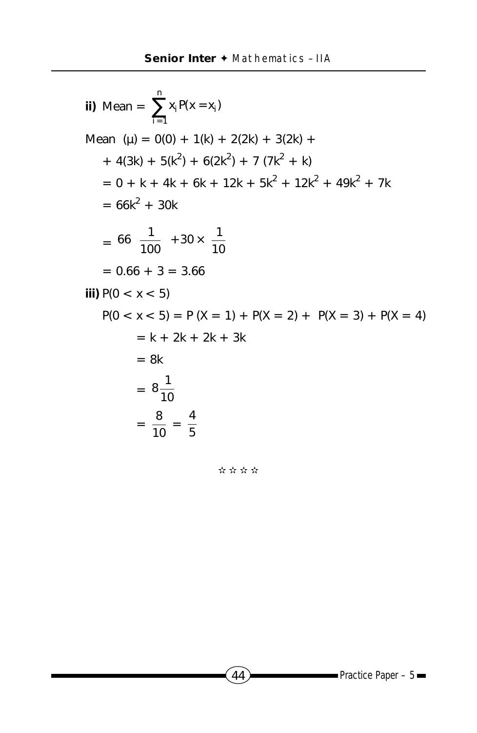**ii)** Mean = $\sum_{i=1}^{n} x_i P(x = x_i)$

Mean ($\mu$) = $0(0) + 1(k) + 2(2k) + 3(2k) +$

$+ 4(3k) + 5(k^2) + 6(2k^2) + 7(7k^2 + k)$

$= 0 + k + 4k + 6k + 12k + 5k^2 + 12k^2 + 49k^2 + 7k$

$= 66k^2 + 30k$

$= 66\left(\frac{1}{100}\right) + 30 \times \frac{1}{10}$

$= 0.66 + 3 = 3.66$

**iii)** $P(0 < x < 5)$

$P(0 < x < 5) = P(X = 1) + P(X = 2) + P(X = 3) + P(X = 4)$

$= k + 2k + 2k + 3k$

$= 8k$

$= 8\frac{1}{10}$

$= \frac{8}{10} = \frac{4}{5}$

☆ ☆ ☆ ☆